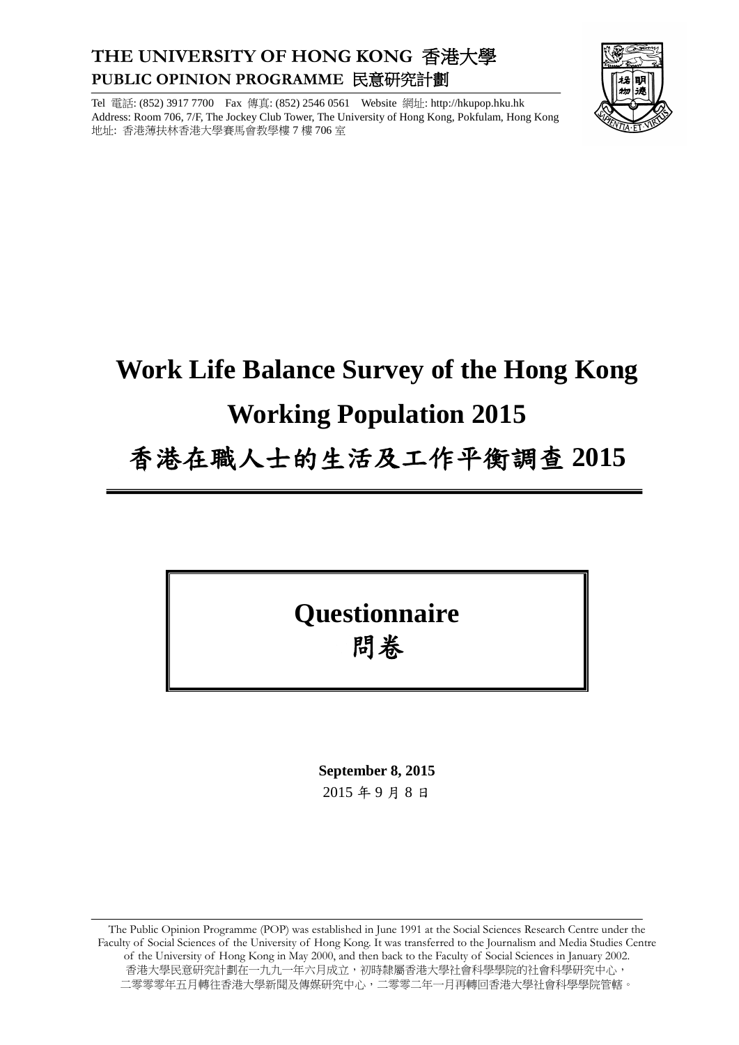**THE UNIVERSITY OF HONG KONG 香港大學**
**PUBLIC OPINION PROGRAMME 民意研究計劃**

Tel 電話: (852) 3917 7700 Fax 傳真: (852) 2546 0561 Website 網址: http://hkupop.hku.hk
Address: Room 706, 7/F, The Jockey Club Tower, The University of Hong Kong, Pokfulam, Hong Kong
地址: 香港薄扶林香港大學賽馬會教學樓 7 樓 706 室

# Work Life Balance Survey of the Hong Kong Working Population 2015

# 香港在職人士的生活及工作平衡調查 2015

## Questionnaire
## 問卷

**September 8, 2015**
2015 年 9 月 8 日

The Public Opinion Programme (POP) was established in June 1991 at the Social Sciences Research Centre under the Faculty of Social Sciences of the University of Hong Kong. It was transferred to the Journalism and Media Studies Centre of the University of Hong Kong in May 2000, and then back to the Faculty of Social Sciences in January 2002.
香港大學民意研究計劃在一九九一年六月成立，初時隸屬香港大學社會科學學院的社會科學研究中心，二零零零年五月轉往香港大學新聞及傳媒研究中心，二零零二年一月再轉回香港大學社會科學學院管轄。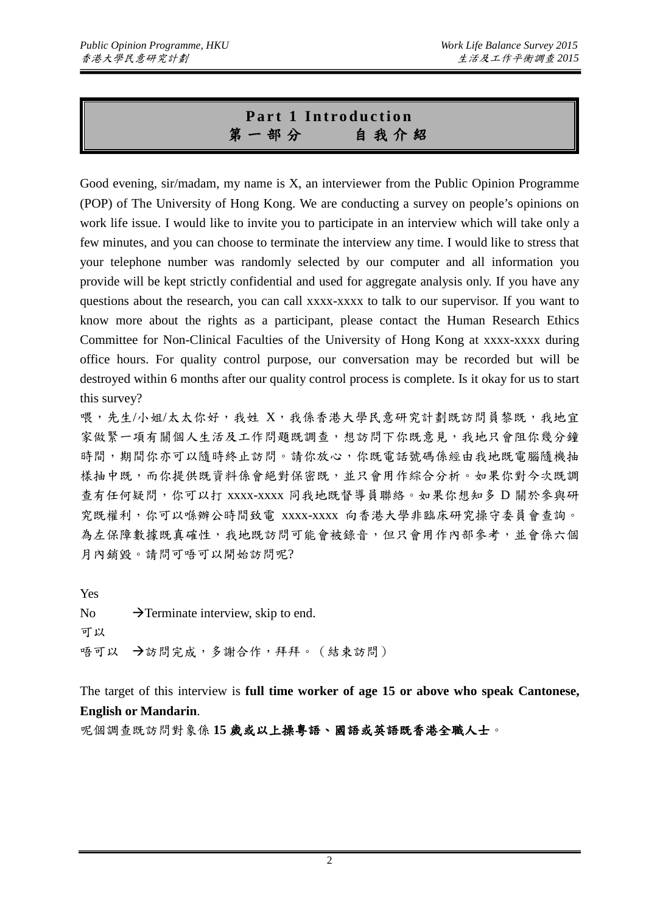# Part 1 Introduction
# 第一部分　　自我介紹

Good evening, sir/madam, my name is X, an interviewer from the Public Opinion Programme (POP) of The University of Hong Kong. We are conducting a survey on people's opinions on work life issue. I would like to invite you to participate in an interview which will take only a few minutes, and you can choose to terminate the interview any time. I would like to stress that your telephone number was randomly selected by our computer and all information you provide will be kept strictly confidential and used for aggregate analysis only. If you have any questions about the research, you can call xxxx-xxxx to talk to our supervisor. If you want to know more about the rights as a participant, please contact the Human Research Ethics Committee for Non-Clinical Faculties of the University of Hong Kong at xxxx-xxxx during office hours. For quality control purpose, our conversation may be recorded but will be destroyed within 6 months after our quality control process is complete. Is it okay for us to start this survey?

喂，先生/小姐/太太你好，我姓 X，我係香港大學民意研究計劃既訪問員黎既，我地宜家做緊一項有關個人生活及工作問題既調查，想訪問下你既意見，我地只會阻你幾分鐘時間，期間你亦可以隨時終止訪問。請你放心，你既電話號碼係經由我地既電腦隨機抽樣抽中既，而你提供既資料係會絕對保密既，並只會用作綜合分析。如果你對今次既調查有任何疑問，你可以打 xxxx-xxxx 同我地既督導員聯絡。如果你想知多 D 關於參與研究既權利，你可以喺辦公時間致電 xxxx-xxxx 向香港大學非臨床研究操守委員會查詢。為左保障數據既真確性，我地既訪問可能會被錄音，但只會用作內部參考，並會係六個月內銷毀。請問可唔可以開始訪問呢?

Yes

No　　→Terminate interview, skip to end.

可以

唔可以　→訪問完成，多謝合作，拜拜。（結束訪問）

The target of this interview is **full time worker of age 15 or above who speak Cantonese, English or Mandarin**.

呢個調查既訪問對象係 **15 歲或以上操粵語、國語或英語既香港全職人士**。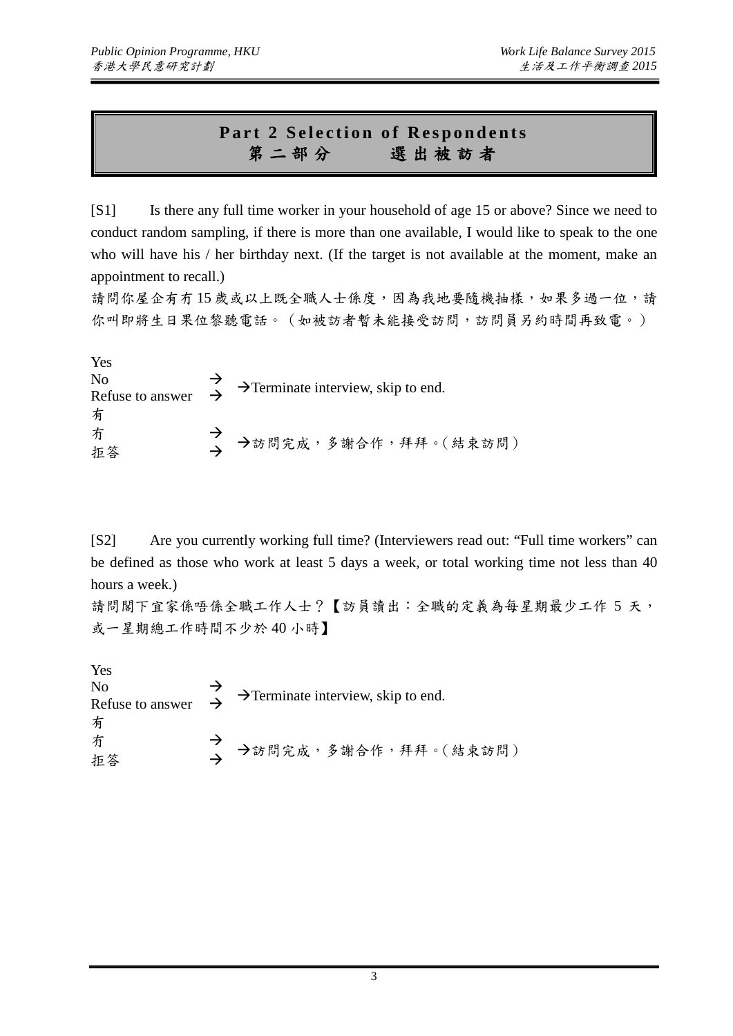# Part 2 Selection of Respondents
# 第二部分　　選出被訪者

[S1]　Is there any full time worker in your household of age 15 or above? Since we need to conduct random sampling, if there is more than one available, I would like to speak to the one who will have his / her birthday next. (If the target is not available at the moment, make an appointment to recall.)

請問你屋企有冇15歲或以上既全職人士係度，因為我地要隨機抽樣，如果多過一位，請你叫即將生日果位黎聽電話。（如被訪者暫未能接受訪問，訪問員另約時間再致電。）

Yes
No →
Refuse to answer → →Terminate interview, skip to end.

有
冇 →
拒答 → →訪問完成，多謝合作，拜拜。(結束訪問)

[S2]　Are you currently working full time? (Interviewers read out: "Full time workers" can be defined as those who work at least 5 days a week, or total working time not less than 40 hours a week.)

請問閣下宜家係唔係全職工作人士？【訪員讀出：全職的定義為每星期最少工作 5 天，或一星期總工作時間不少於 40 小時】

Yes
No →
Refuse to answer → →Terminate interview, skip to end.

有
冇 →
拒答 → →訪問完成，多謝合作，拜拜。(結束訪問)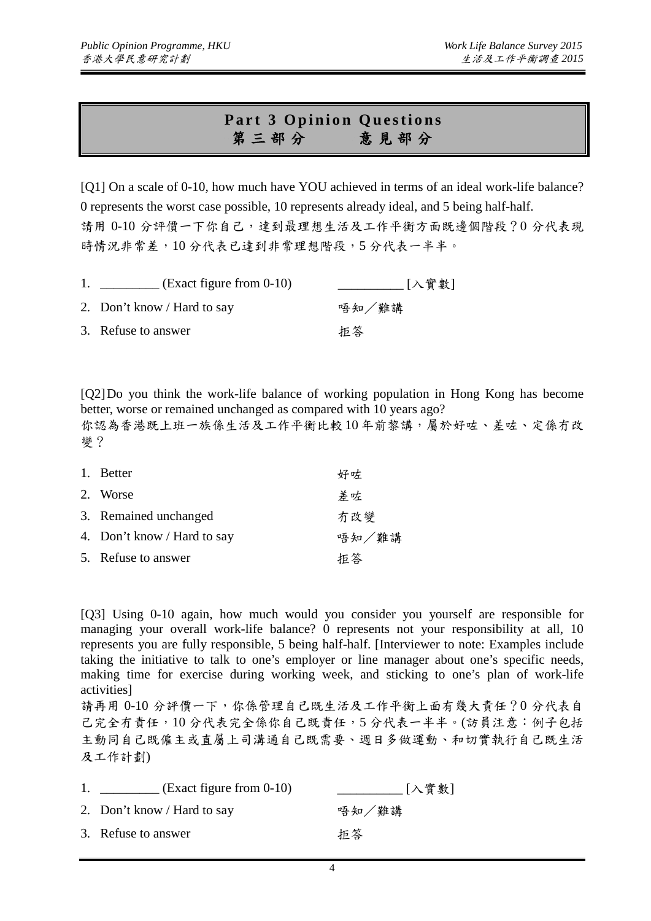## Part 3 Opinion Questions
## 第三部分　　意見部分

[Q1] On a scale of 0-10, how much have YOU achieved in terms of an ideal work-life balance? 0 represents the worst case possible, 10 represents already ideal, and 5 being half-half.
請用 0-10 分評價一下你自己，達到最理想生活及工作平衡方面既邊個階段？0 分代表現時情況非常差，10 分代表已達到非常理想階段，5 分代表一半半。

| | | |
|---|---|---|
| 1. | _________ (Exact figure from 0-10) | __________ [入實數] |
| 2. | Don't know / Hard to say | 唔知／難講 |
| 3. | Refuse to answer | 拒答 |

[Q2] Do you think the work-life balance of working population in Hong Kong has become better, worse or remained unchanged as compared with 10 years ago?
你認為香港既上班一族係生活及工作平衡比較 10 年前黎講，屬於好咗、差咗、定係冇改變？

| | | |
|---|---|---|
| 1. | Better | 好咗 |
| 2. | Worse | 差咗 |
| 3. | Remained unchanged | 冇改變 |
| 4. | Don't know / Hard to say | 唔知／難講 |
| 5. | Refuse to answer | 拒答 |

[Q3] Using 0-10 again, how much would you consider you yourself are responsible for managing your overall work-life balance? 0 represents not your responsibility at all, 10 represents you are fully responsible, 5 being half-half. [Interviewer to note: Examples include taking the initiative to talk to one's employer or line manager about one's specific needs, making time for exercise during working week, and sticking to one's plan of work-life activities]
請再用 0-10 分評價一下，你係管理自己既生活及工作平衡上面有幾大責任？0 分代表自己完全冇責任，10 分代表完全係你自己既責任，5 分代表一半半。(訪員注意：例子包括主動同自己既僱主或直屬上司溝通自己既需要、週日多做運動、和切實執行自己既生活及工作計劃)

| | | |
|---|---|---|
| 1. | _________ (Exact figure from 0-10) | __________ [入實數] |
| 2. | Don't know / Hard to say | 唔知／難講 |
| 3. | Refuse to answer | 拒答 |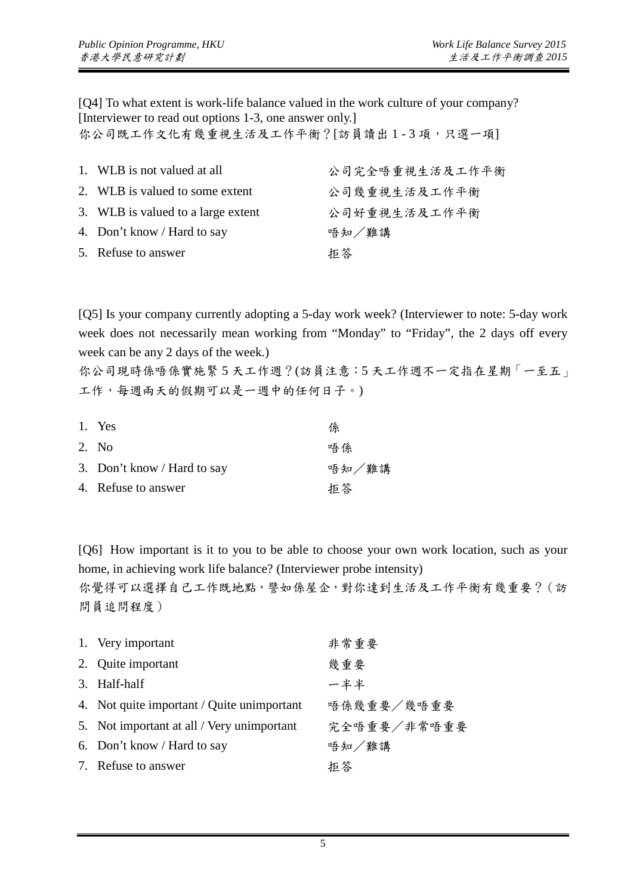[Q4] To what extent is work-life balance valued in the work culture of your company? [Interviewer to read out options 1-3, one answer only.]
你公司既工作文化有幾重視生活及工作平衡？[訪員讀出 1 - 3 項，只選一項]

| | |
|---|---|
| 1. WLB is not valued at all | 公司完全唔重視生活及工作平衡 |
| 2. WLB is valued to some extent | 公司幾重視生活及工作平衡 |
| 3. WLB is valued to a large extent | 公司好重視生活及工作平衡 |
| 4. Don't know / Hard to say | 唔知／難講 |
| 5. Refuse to answer | 拒答 |

[Q5] Is your company currently adopting a 5-day work week? (Interviewer to note: 5-day work week does not necessarily mean working from "Monday" to "Friday", the 2 days off every week can be any 2 days of the week.)
你公司現時係唔係實施緊 5 天工作週？(訪員注意：5 天工作週不一定指在星期「一至五」工作，每週兩天的假期可以是一週中的任何日子。)

| | |
|---|---|
| 1. Yes | 係 |
| 2. No | 唔係 |
| 3. Don't know / Hard to say | 唔知／難講 |
| 4. Refuse to answer | 拒答 |

[Q6] How important is it to you to be able to choose your own work location, such as your home, in achieving work life balance? (Interviewer probe intensity)
你覺得可以選擇自己工作既地點，譬如係屋企，對你達到生活及工作平衡有幾重要？（訪問員追問程度）

| | |
|---|---|
| 1. Very important | 非常重要 |
| 2. Quite important | 幾重要 |
| 3. Half-half | 一半半 |
| 4. Not quite important / Quite unimportant | 唔係幾重要／幾唔重要 |
| 5. Not important at all / Very unimportant | 完全唔重要／非常唔重要 |
| 6. Don't know / Hard to say | 唔知／難講 |
| 7. Refuse to answer | 拒答 |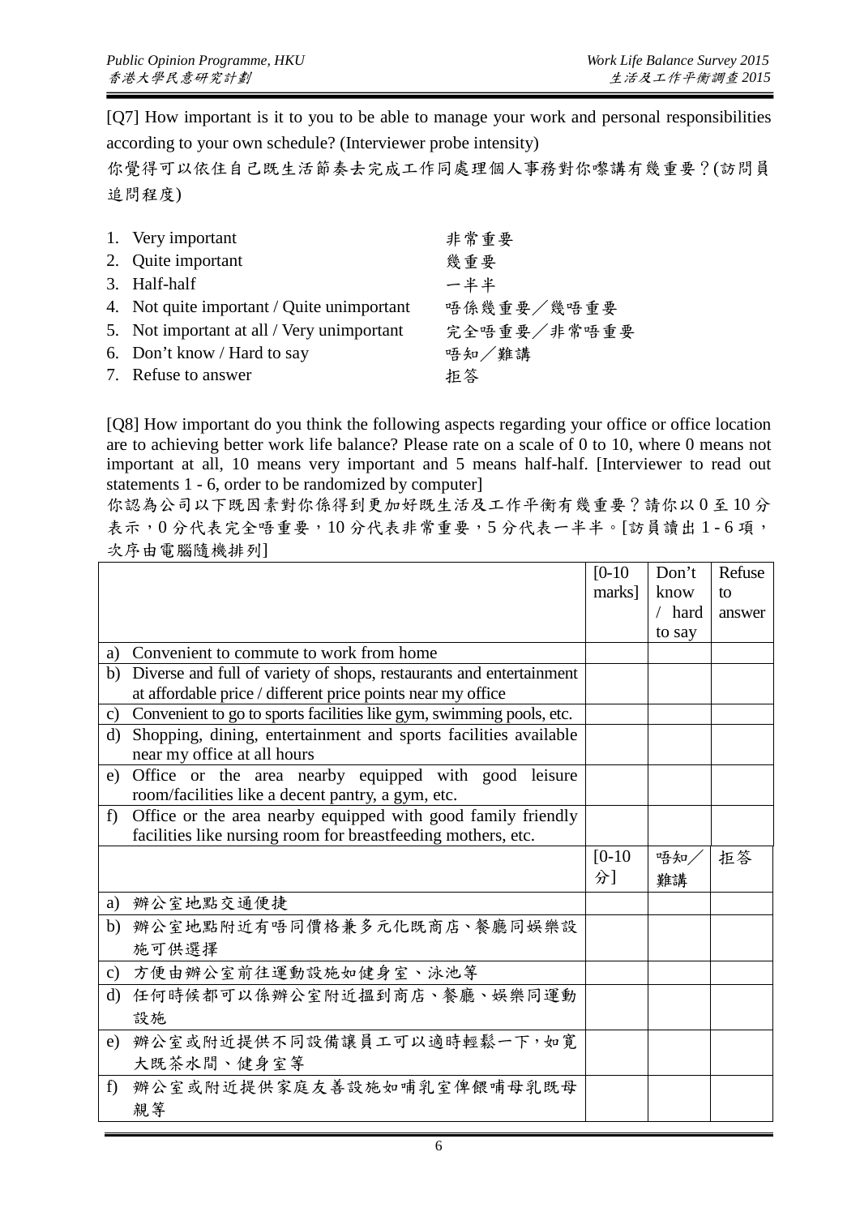[Q7] How important is it to you to be able to manage your work and personal responsibilities according to your own schedule? (Interviewer probe intensity)

你覺得可以依住自己既生活節奏去完成工作同處理個人事務對你嚟講有幾重要？(訪問員追問程度)

| | |
|---|---|
| 1. Very important | 非常重要 |
| 2. Quite important | 幾重要 |
| 3. Half-half | 一半半 |
| 4. Not quite important / Quite unimportant | 唔係幾重要／幾唔重要 |
| 5. Not important at all / Very unimportant | 完全唔重要／非常唔重要 |
| 6. Don't know / Hard to say | 唔知／難講 |
| 7. Refuse to answer | 拒答 |

[Q8] How important do you think the following aspects regarding your office or office location are to achieving better work life balance? Please rate on a scale of 0 to 10, where 0 means not important at all, 10 means very important and 5 means half-half. [Interviewer to read out statements 1 - 6, order to be randomized by computer]

你認為公司以下既因素對你係得到更加好既生活及工作平衡有幾重要？請你以 0 至 10 分表示，0 分代表完全唔重要，10 分代表非常重要，5 分代表一半半。[訪員讀出 1 - 6 項，次序由電腦隨機排列]

| | [0-10 marks] | Don't know / hard to say | Refuse to answer |
|---|---|---|---|
| a) Convenient to commute to work from home | | | |
| b) Diverse and full of variety of shops, restaurants and entertainment at affordable price / different price points near my office | | | |
| c) Convenient to go to sports facilities like gym, swimming pools, etc. | | | |
| d) Shopping, dining, entertainment and sports facilities available near my office at all hours | | | |
| e) Office or the area nearby equipped with good leisure room/facilities like a decent pantry, a gym, etc. | | | |
| f) Office or the area nearby equipped with good family friendly facilities like nursing room for breastfeeding mothers, etc. | | | |
| | [0-10 分] | 唔知／難講 | 拒答 |
| a) 辦公室地點交通便捷 | | | |
| b) 辦公室地點附近有唔同價格兼多元化既商店、餐廳同娛樂設施可供選擇 | | | |
| c) 方便由辦公室前往運動設施如健身室、泳池等 | | | |
| d) 任何時候都可以係辦公室附近搵到商店、餐廳、娛樂同運動設施 | | | |
| e) 辦公室或附近提供不同設備讓員工可以適時輕鬆一下，如寬大既茶水間、健身室等 | | | |
| f) 辦公室或附近提供家庭友善設施如哺乳室俾餵哺母乳既母親等 | | | |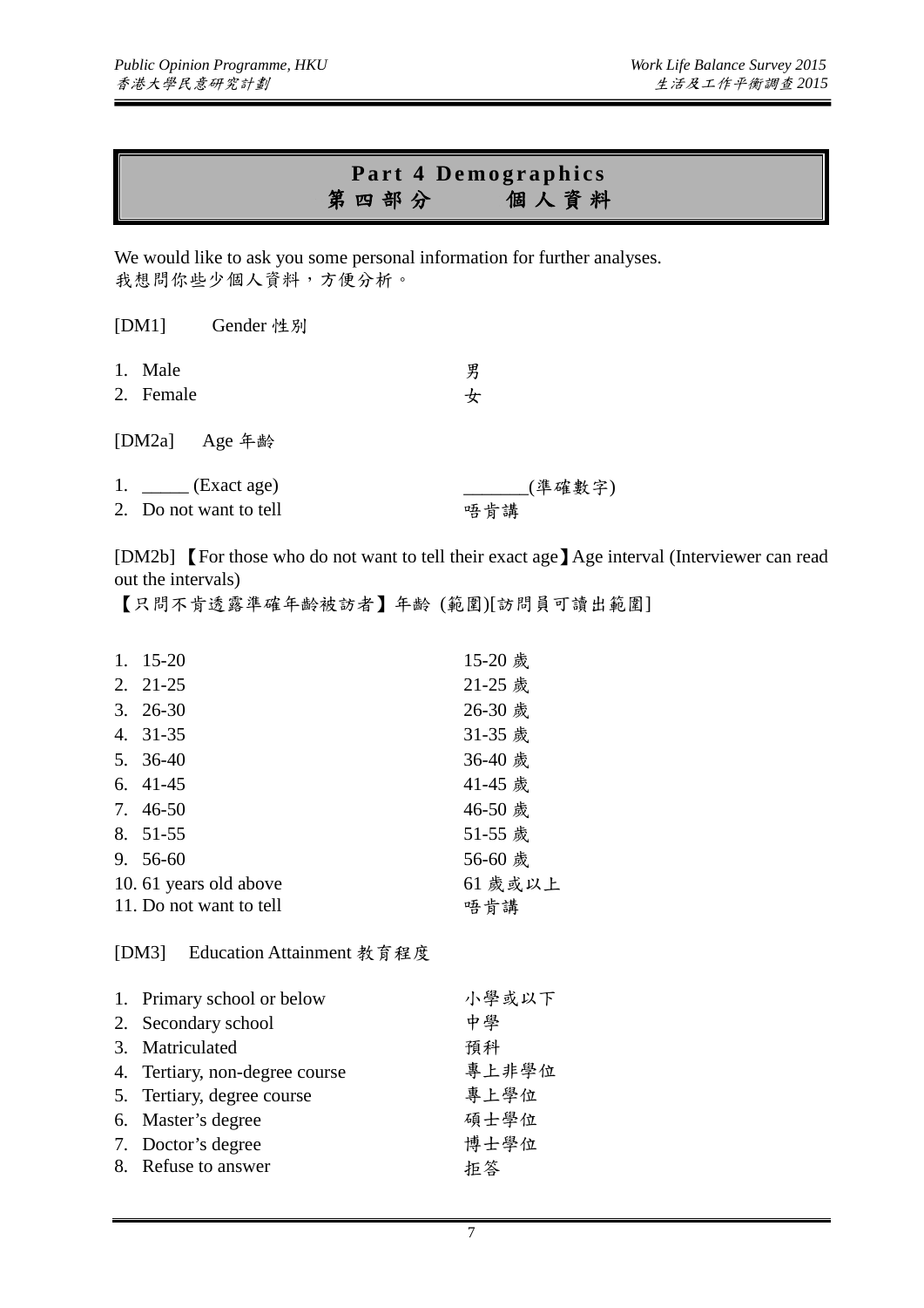# Part 4 Demographics
# 第四部分　　個人資料

We would like to ask you some personal information for further analyses.
我想問你些少個人資料，方便分析。

[DM1]　Gender 性別

| | |
|---|---|
| 1. Male | 男 |
| 2. Female | 女 |

[DM2a]　Age 年齡

| | |
|---|---|
| 1. _____ (Exact age) | _______(準確數字) |
| 2. Do not want to tell | 唔肯講 |

[DM2b] 【For those who do not want to tell their exact age】Age interval (Interviewer can read out the intervals)
【只問不肯透露準確年齡被訪者】年齡 (範圍)[訪問員可讀出範圍]

| | |
|---|---|
| 1. 15-20 | 15-20 歲 |
| 2. 21-25 | 21-25 歲 |
| 3. 26-30 | 26-30 歲 |
| 4. 31-35 | 31-35 歲 |
| 5. 36-40 | 36-40 歲 |
| 6. 41-45 | 41-45 歲 |
| 7. 46-50 | 46-50 歲 |
| 8. 51-55 | 51-55 歲 |
| 9. 56-60 | 56-60 歲 |
| 10. 61 years old above | 61 歲或以上 |
| 11. Do not want to tell | 唔肯講 |

[DM3]　Education Attainment 教育程度

| | |
|---|---|
| 1. Primary school or below | 小學或以下 |
| 2. Secondary school | 中學 |
| 3. Matriculated | 預科 |
| 4. Tertiary, non-degree course | 專上非學位 |
| 5. Tertiary, degree course | 專上學位 |
| 6. Master's degree | 碩士學位 |
| 7. Doctor's degree | 博士學位 |
| 8. Refuse to answer | 拒答 |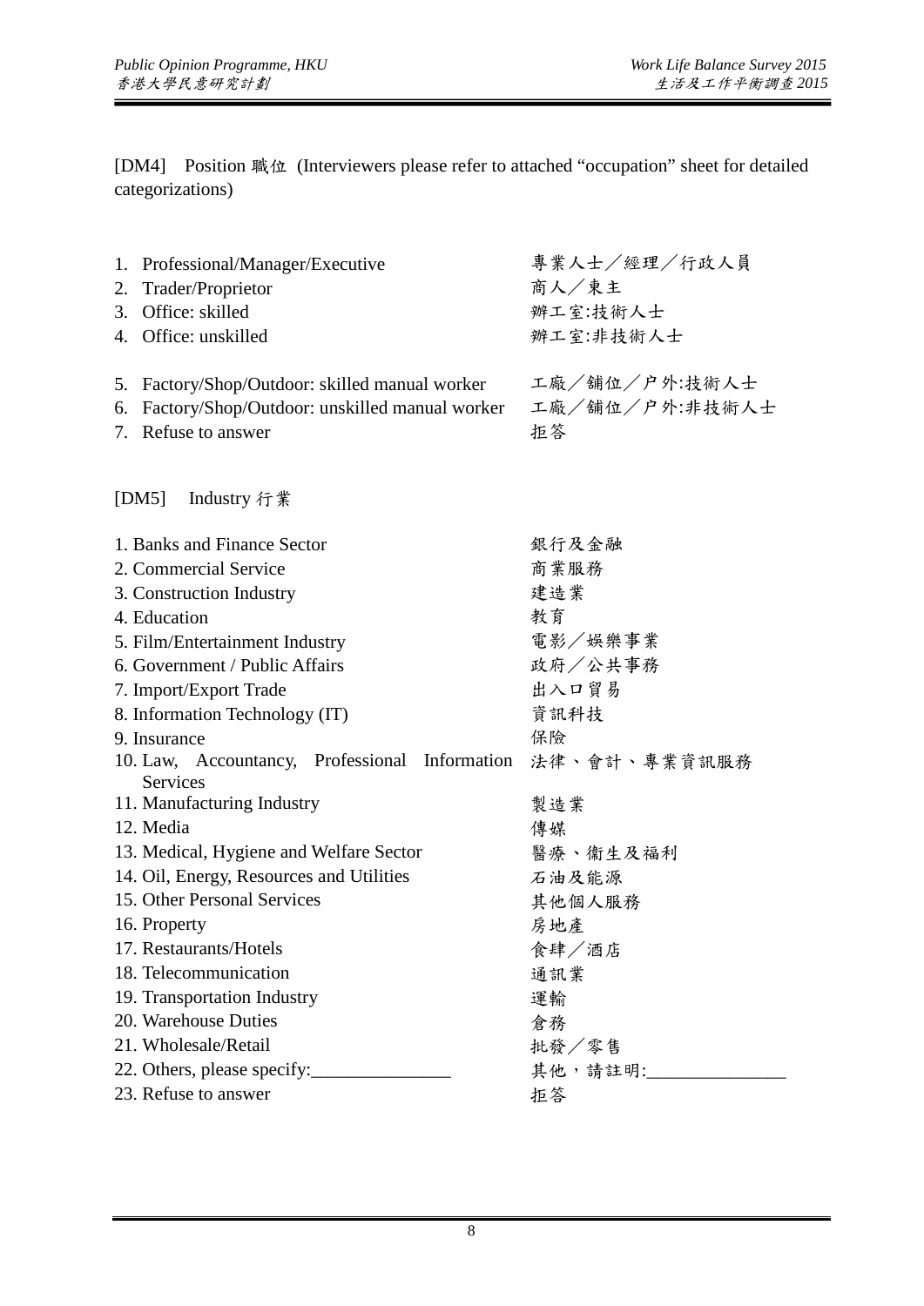[DM4] Position 職位 (Interviewers please refer to attached "occupation" sheet for detailed categorizations)

| | |
|---|---|
| 1. Professional/Manager/Executive | 專業人士／經理／行政人員 |
| 2. Trader/Proprietor | 商人／東主 |
| 3. Office: skilled | 辦工室:技術人士 |
| 4. Office: unskilled | 辦工室:非技術人士 |
| 5. Factory/Shop/Outdoor: skilled manual worker | 工廠／舖位／户外:技術人士 |
| 6. Factory/Shop/Outdoor: unskilled manual worker | 工廠／舖位／户外:非技術人士 |
| 7. Refuse to answer | 拒答 |

[DM5] Industry 行業

| | |
|---|---|
| 1. Banks and Finance Sector | 銀行及金融 |
| 2. Commercial Service | 商業服務 |
| 3. Construction Industry | 建造業 |
| 4. Education | 教育 |
| 5. Film/Entertainment Industry | 電影／娛樂事業 |
| 6. Government / Public Affairs | 政府／公共事務 |
| 7. Import/Export Trade | 出入口貿易 |
| 8. Information Technology (IT) | 資訊科技 |
| 9. Insurance | 保險 |
| 10. Law, Accountancy, Professional Information Services | 法律、會計、專業資訊服務 |
| 11. Manufacturing Industry | 製造業 |
| 12. Media | 傳媒 |
| 13. Medical, Hygiene and Welfare Sector | 醫療、衛生及福利 |
| 14. Oil, Energy, Resources and Utilities | 石油及能源 |
| 15. Other Personal Services | 其他個人服務 |
| 16. Property | 房地產 |
| 17. Restaurants/Hotels | 食肆／酒店 |
| 18. Telecommunication | 通訊業 |
| 19. Transportation Industry | 運輸 |
| 20. Warehouse Duties | 倉務 |
| 21. Wholesale/Retail | 批發／零售 |
| 22. Others, please specify:_______________ | 其他，請註明:_______________ |
| 23. Refuse to answer | 拒答 |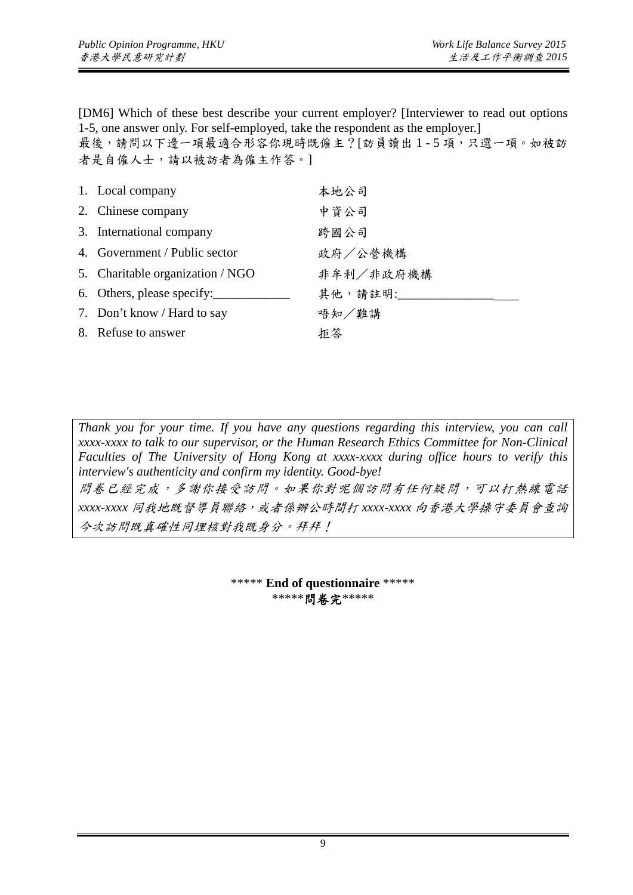[DM6] Which of these best describe your current employer? [Interviewer to read out options 1-5, one answer only. For self-employed, take the respondent as the employer.]
最後，請問以下邊一項最適合形容你現時既僱主？[訪員讀出 1 - 5 項，只選一項。如被訪者是自僱人士，請以被訪者為僱主作答。]

| | |
|---|---|
| 1. Local company | 本地公司 |
| 2. Chinese company | 中資公司 |
| 3. International company | 跨國公司 |
| 4. Government / Public sector | 政府／公營機構 |
| 5. Charitable organization / NGO | 非牟利／非政府機構 |
| 6. Others, please specify:____________ | 其他，請註明:___________________ |
| 7. Don't know / Hard to say | 唔知／難講 |
| 8. Refuse to answer | 拒答 |

***Thank you for your time. If you have any questions regarding this interview, you can call xxxx-xxxx to talk to our supervisor, or the Human Research Ethics Committee for Non-Clinical Faculties of The University of Hong Kong at xxxx-xxxx during office hours to verify this interview's authenticity and confirm my identity. Good-bye!***
*問卷已經完成，多謝你接受訪問。如果你對呢個訪問有任何疑問，可以打熱線電話 xxxx-xxxx 同我地既督導員聯絡，或者係辦公時間打 xxxx-xxxx 向香港大學操守委員會查詢今次訪問既真確性同埋核對我既身分。拜拜！*

***** **End of questionnaire** *****
*****問卷完*****